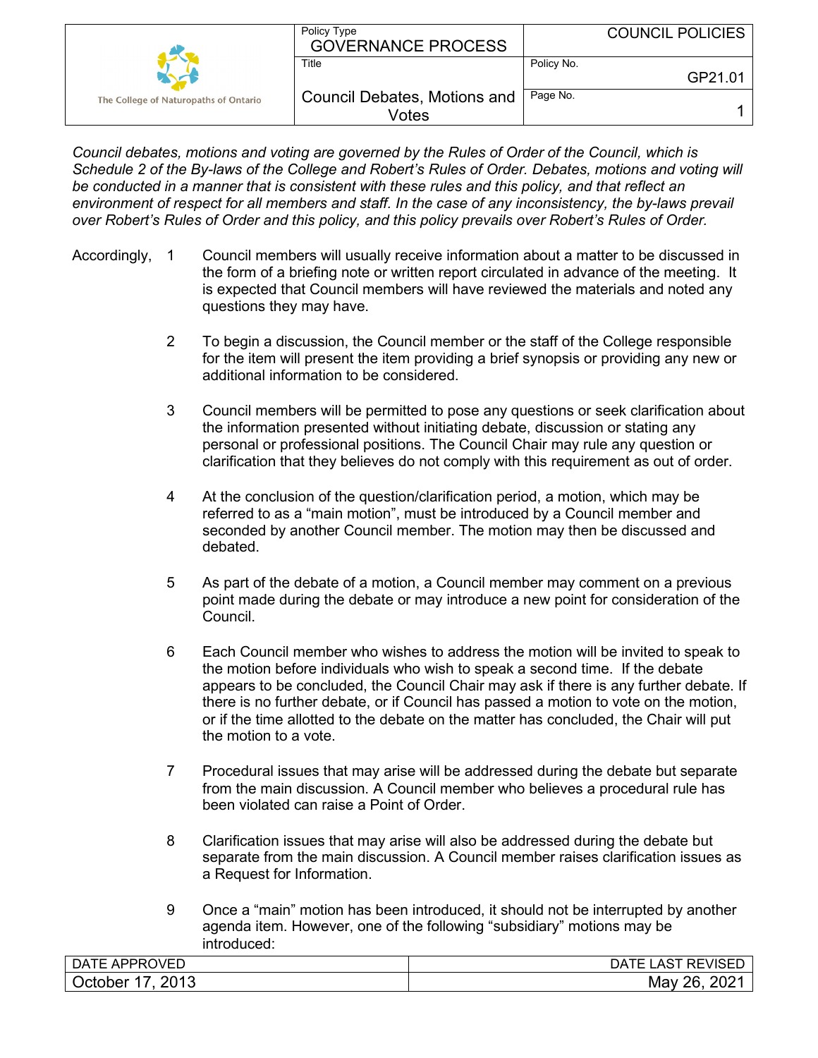| The College of Naturopaths of Ontario | Policy Type: GOVERNANCE PROCESS | COUNCIL POLICIES |
|---|---|---|
| | Title: Council Debates, Motions and Votes | Policy No. GP21.01 |
| | | Page No. 1 |

*Council debates, motions and voting are governed by the Rules of Order of the Council, which is Schedule 2 of the By-laws of the College and Robert's Rules of Order. Debates, motions and voting will be conducted in a manner that is consistent with these rules and this policy, and that reflect an environment of respect for all members and staff. In the case of any inconsistency, the by-laws prevail over Robert's Rules of Order and this policy, and this policy prevails over Robert's Rules of Order.*

Accordingly,

1. Council members will usually receive information about a matter to be discussed in the form of a briefing note or written report circulated in advance of the meeting. It is expected that Council members will have reviewed the materials and noted any questions they may have.

2. To begin a discussion, the Council member or the staff of the College responsible for the item will present the item providing a brief synopsis or providing any new or additional information to be considered.

3. Council members will be permitted to pose any questions or seek clarification about the information presented without initiating debate, discussion or stating any personal or professional positions. The Council Chair may rule any question or clarification that they believes do not comply with this requirement as out of order.

4. At the conclusion of the question/clarification period, a motion, which may be referred to as a "main motion", must be introduced by a Council member and seconded by another Council member. The motion may then be discussed and debated.

5. As part of the debate of a motion, a Council member may comment on a previous point made during the debate or may introduce a new point for consideration of the Council.

6. Each Council member who wishes to address the motion will be invited to speak to the motion before individuals who wish to speak a second time. If the debate appears to be concluded, the Council Chair may ask if there is any further debate. If there is no further debate, or if Council has passed a motion to vote on the motion, or if the time allotted to the debate on the matter has concluded, the Chair will put the motion to a vote.

7. Procedural issues that may arise will be addressed during the debate but separate from the main discussion. A Council member who believes a procedural rule has been violated can raise a Point of Order.

8. Clarification issues that may arise will also be addressed during the debate but separate from the main discussion. A Council member raises clarification issues as a Request for Information.

9. Once a "main" motion has been introduced, it should not be interrupted by another agenda item. However, one of the following "subsidiary" motions may be introduced:

| DATE APPROVED | DATE LAST REVISED |
|---|---|
| October 17, 2013 | May 26, 2021 |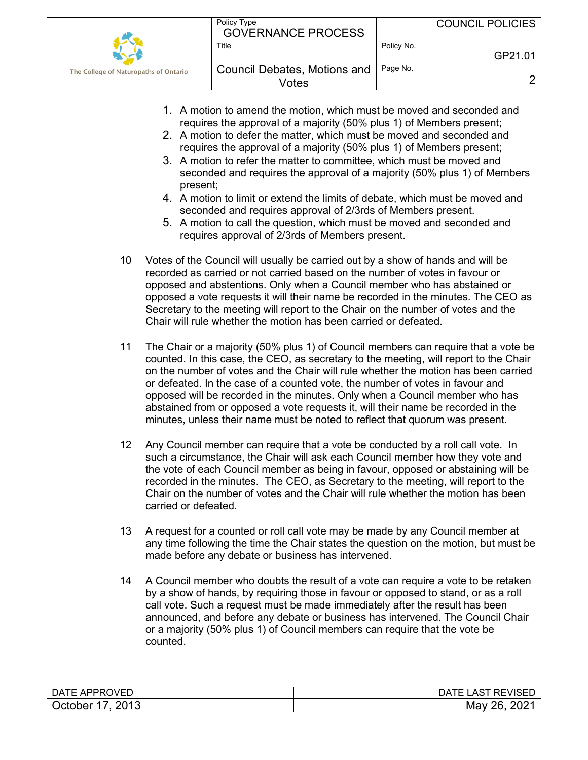1. A motion to amend the motion, which must be moved and seconded and requires the approval of a majority (50% plus 1) of Members present;
2. A motion to defer the matter, which must be moved and seconded and requires the approval of a majority (50% plus 1) of Members present;
3. A motion to refer the matter to committee, which must be moved and seconded and requires the approval of a majority (50% plus 1) of Members present;
4. A motion to limit or extend the limits of debate, which must be moved and seconded and requires approval of 2/3rds of Members present.
5. A motion to call the question, which must be moved and seconded and requires approval of 2/3rds of Members present.

10 Votes of the Council will usually be carried out by a show of hands and will be recorded as carried or not carried based on the number of votes in favour or opposed and abstentions. Only when a Council member who has abstained or opposed a vote requests it will their name be recorded in the minutes. The CEO as Secretary to the meeting will report to the Chair on the number of votes and the Chair will rule whether the motion has been carried or defeated.

11 The Chair or a majority (50% plus 1) of Council members can require that a vote be counted. In this case, the CEO, as secretary to the meeting, will report to the Chair on the number of votes and the Chair will rule whether the motion has been carried or defeated. In the case of a counted vote, the number of votes in favour and opposed will be recorded in the minutes. Only when a Council member who has abstained from or opposed a vote requests it, will their name be recorded in the minutes, unless their name must be noted to reflect that quorum was present.

12 Any Council member can require that a vote be conducted by a roll call vote. In such a circumstance, the Chair will ask each Council member how they vote and the vote of each Council member as being in favour, opposed or abstaining will be recorded in the minutes. The CEO, as Secretary to the meeting, will report to the Chair on the number of votes and the Chair will rule whether the motion has been carried or defeated.

13 A request for a counted or roll call vote may be made by any Council member at any time following the time the Chair states the question on the motion, but must be made before any debate or business has intervened.

14 A Council member who doubts the result of a vote can require a vote to be retaken by a show of hands, by requiring those in favour or opposed to stand, or as a roll call vote. Such a request must be made immediately after the result has been announced, and before any debate or business has intervened. The Council Chair or a majority (50% plus 1) of Council members can require that the vote be counted.